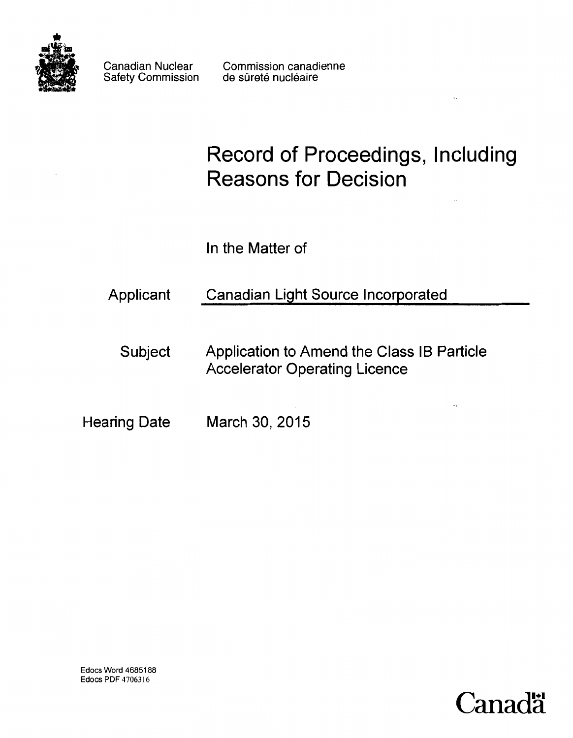Canadian Nuclear Safety Commission

Commission canadienne de sûreté nucléaire

# Record of Proceedings, Including Reasons for Decision

In the Matter of

Applicant: Canadian Light Source Incorporated

Subject: Application to Amend the Class IB Particle Accelerator Operating Licence

Hearing Date: March 30, 2015

Edocs Word 4685188
Edocs PDF 4706316

Canada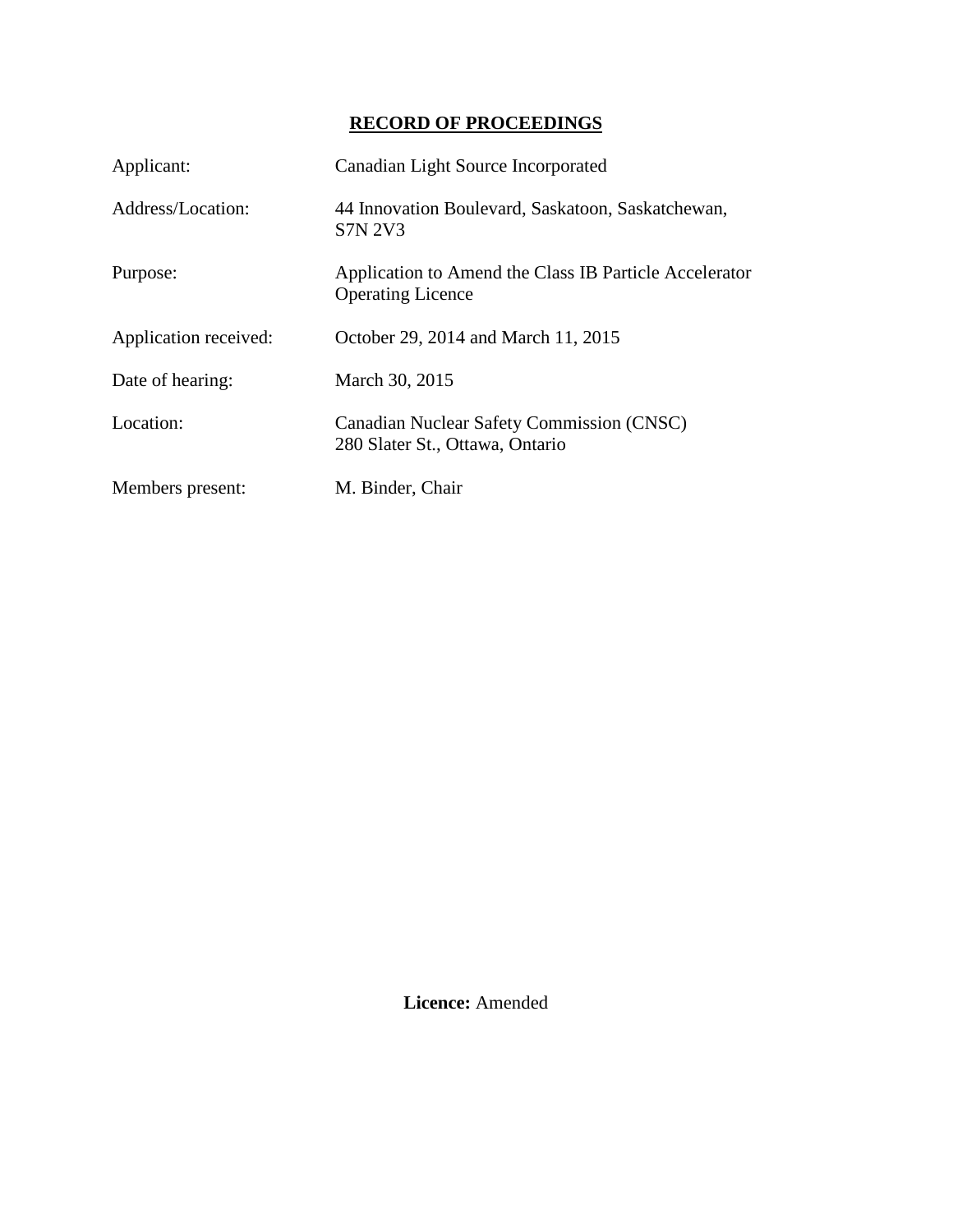# RECORD OF PROCEEDINGS

| | |
|---|---|
| Applicant: | Canadian Light Source Incorporated |
| Address/Location: | 44 Innovation Boulevard, Saskatoon, Saskatchewan, S7N 2V3 |
| Purpose: | Application to Amend the Class IB Particle Accelerator Operating Licence |
| Application received: | October 29, 2014 and March 11, 2015 |
| Date of hearing: | March 30, 2015 |
| Location: | Canadian Nuclear Safety Commission (CNSC) 280 Slater St., Ottawa, Ontario |
| Members present: | M. Binder, Chair |

**Licence:** Amended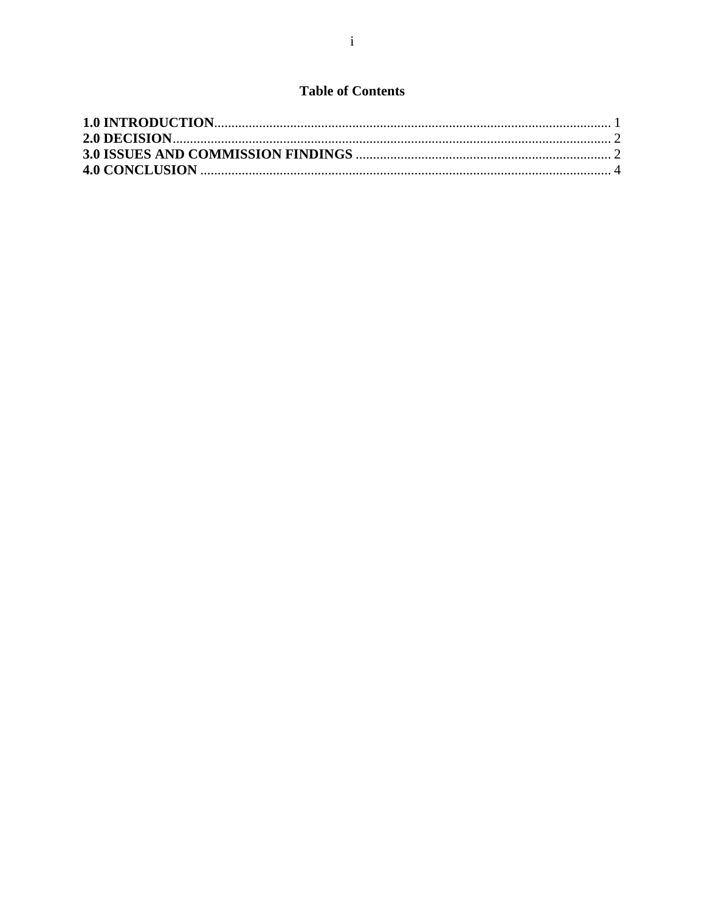## Table of Contents

**1.0 INTRODUCTION**........................................................................................................... 1
**2.0 DECISION**..................................................................................................................... 2
**3.0 ISSUES AND COMMISSION FINDINGS** ..................................................................... 2
**4.0 CONCLUSION** ................................................................................................................ 4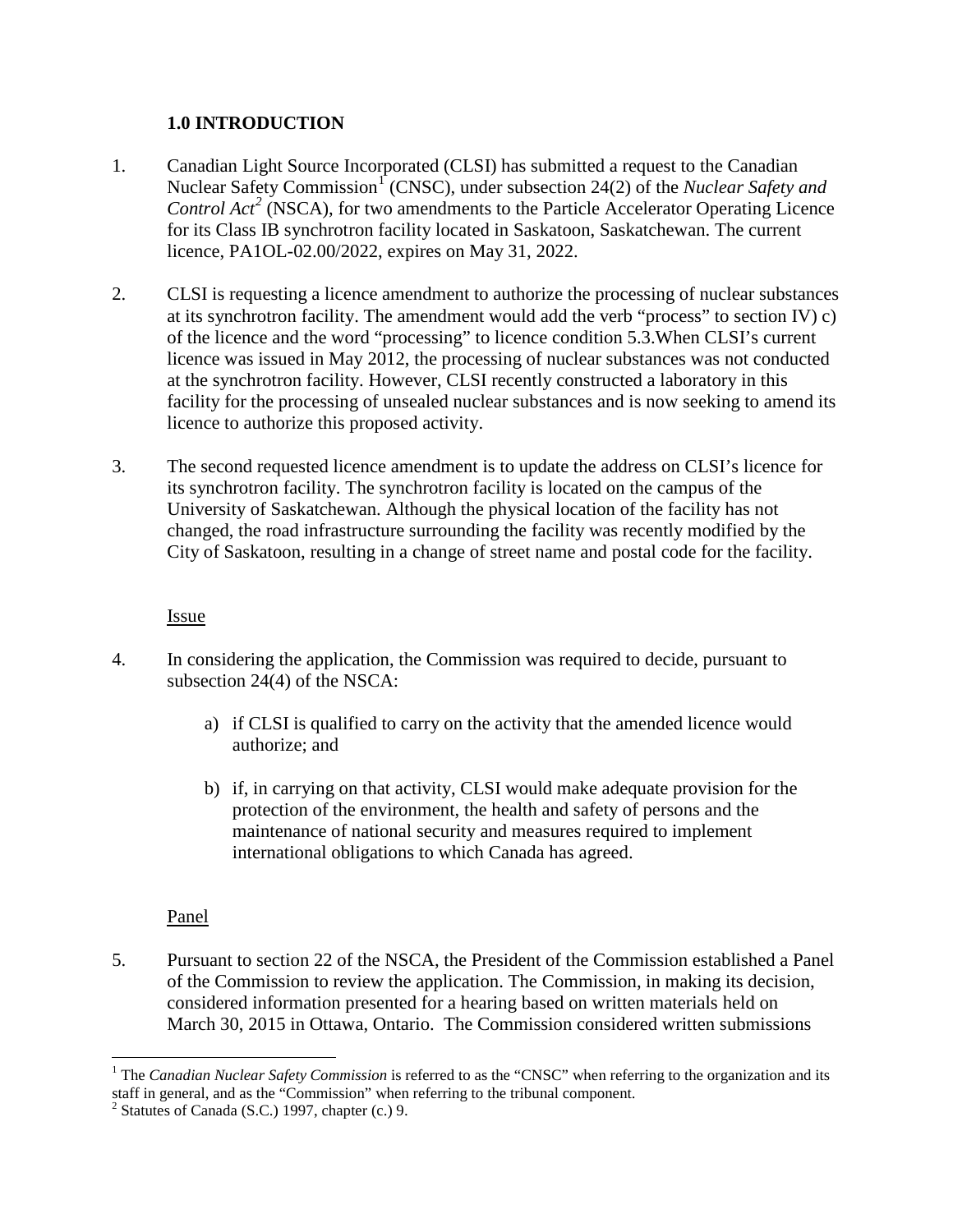## 1.0 INTRODUCTION

1. Canadian Light Source Incorporated (CLSI) has submitted a request to the Canadian Nuclear Safety Commission[1] (CNSC), under subsection 24(2) of the *Nuclear Safety and Control Act*[2] (NSCA), for two amendments to the Particle Accelerator Operating Licence for its Class IB synchrotron facility located in Saskatoon, Saskatchewan. The current licence, PA1OL-02.00/2022, expires on May 31, 2022.

2. CLSI is requesting a licence amendment to authorize the processing of nuclear substances at its synchrotron facility. The amendment would add the verb "process" to section IV) c) of the licence and the word "processing" to licence condition 5.3.When CLSI's current licence was issued in May 2012, the processing of nuclear substances was not conducted at the synchrotron facility. However, CLSI recently constructed a laboratory in this facility for the processing of unsealed nuclear substances and is now seeking to amend its licence to authorize this proposed activity.

3. The second requested licence amendment is to update the address on CLSI's licence for its synchrotron facility. The synchrotron facility is located on the campus of the University of Saskatchewan. Although the physical location of the facility has not changed, the road infrastructure surrounding the facility was recently modified by the City of Saskatoon, resulting in a change of street name and postal code for the facility.

### Issue

4. In considering the application, the Commission was required to decide, pursuant to subsection 24(4) of the NSCA:

    a) if CLSI is qualified to carry on the activity that the amended licence would authorize; and

    b) if, in carrying on that activity, CLSI would make adequate provision for the protection of the environment, the health and safety of persons and the maintenance of national security and measures required to implement international obligations to which Canada has agreed.

### Panel

5. Pursuant to section 22 of the NSCA, the President of the Commission established a Panel of the Commission to review the application. The Commission, in making its decision, considered information presented for a hearing based on written materials held on March 30, 2015 in Ottawa, Ontario. The Commission considered written submissions

---

[1] The *Canadian Nuclear Safety Commission* is referred to as the "CNSC" when referring to the organization and its staff in general, and as the "Commission" when referring to the tribunal component.

[2] Statutes of Canada (S.C.) 1997, chapter (c.) 9.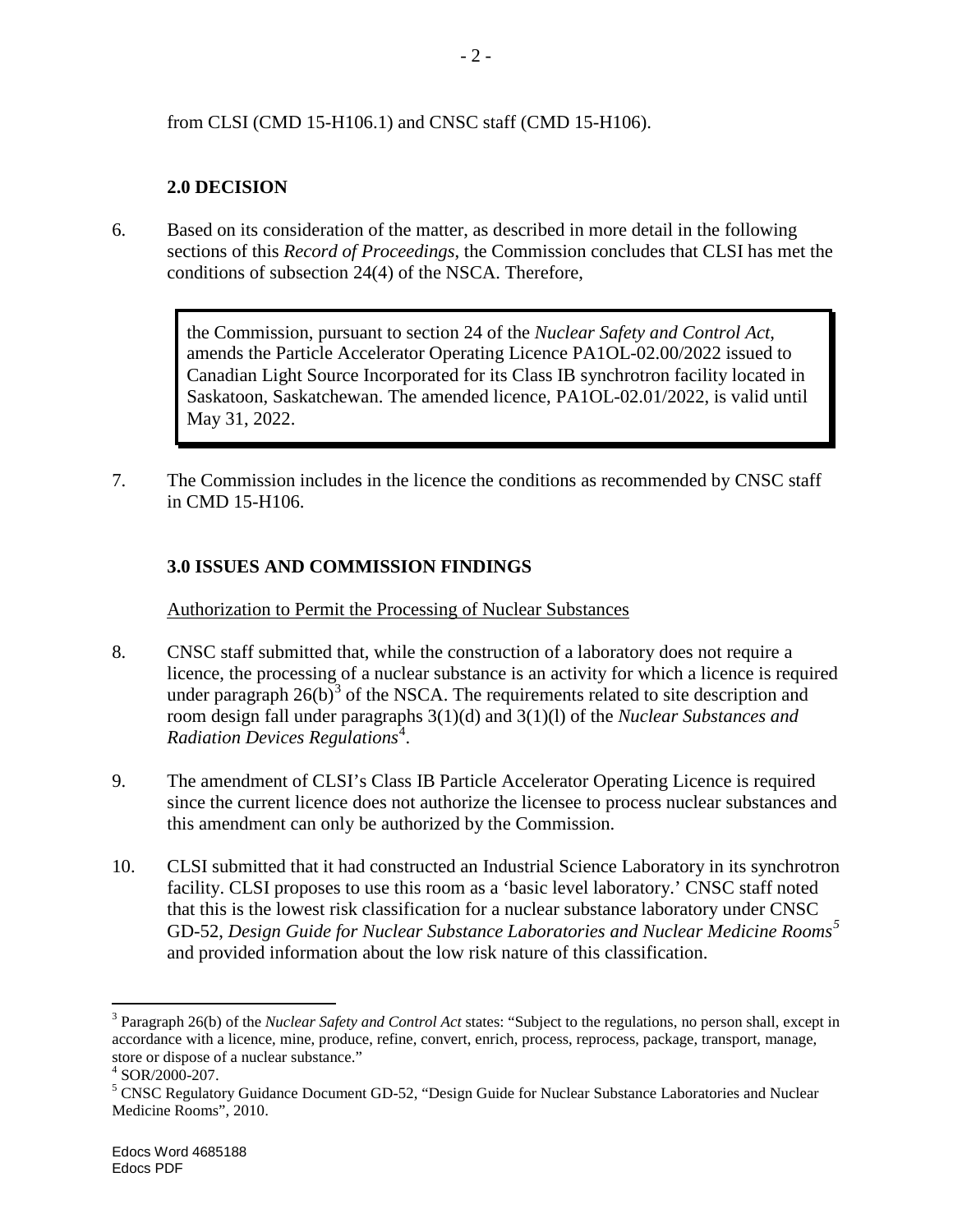from CLSI (CMD 15-H106.1) and CNSC staff (CMD 15-H106).

## 2.0 DECISION

6. Based on its consideration of the matter, as described in more detail in the following sections of this *Record of Proceedings*, the Commission concludes that CLSI has met the conditions of subsection 24(4) of the NSCA. Therefore,

> the Commission, pursuant to section 24 of the *Nuclear Safety and Control Act*, amends the Particle Accelerator Operating Licence PA1OL-02.00/2022 issued to Canadian Light Source Incorporated for its Class IB synchrotron facility located in Saskatoon, Saskatchewan. The amended licence, PA1OL-02.01/2022, is valid until May 31, 2022.

7. The Commission includes in the licence the conditions as recommended by CNSC staff in CMD 15-H106.

## 3.0 ISSUES AND COMMISSION FINDINGS

Authorization to Permit the Processing of Nuclear Substances

8. CNSC staff submitted that, while the construction of a laboratory does not require a licence, the processing of a nuclear substance is an activity for which a licence is required under paragraph 26(b)[3] of the NSCA. The requirements related to site description and room design fall under paragraphs 3(1)(d) and 3(1)(l) of the *Nuclear Substances and Radiation Devices Regulations*[4].

9. The amendment of CLSI's Class IB Particle Accelerator Operating Licence is required since the current licence does not authorize the licensee to process nuclear substances and this amendment can only be authorized by the Commission.

10. CLSI submitted that it had constructed an Industrial Science Laboratory in its synchrotron facility. CLSI proposes to use this room as a 'basic level laboratory.' CNSC staff noted that this is the lowest risk classification for a nuclear substance laboratory under CNSC GD-52, *Design Guide for Nuclear Substance Laboratories and Nuclear Medicine Rooms*[5] and provided information about the low risk nature of this classification.

---

[3] Paragraph 26(b) of the *Nuclear Safety and Control Act* states: "Subject to the regulations, no person shall, except in accordance with a licence, mine, produce, refine, convert, enrich, process, reprocess, package, transport, manage, store or dispose of a nuclear substance."

[4] SOR/2000-207.

[5] CNSC Regulatory Guidance Document GD-52, "Design Guide for Nuclear Substance Laboratories and Nuclear Medicine Rooms", 2010.

Edocs Word 4685188
Edocs PDF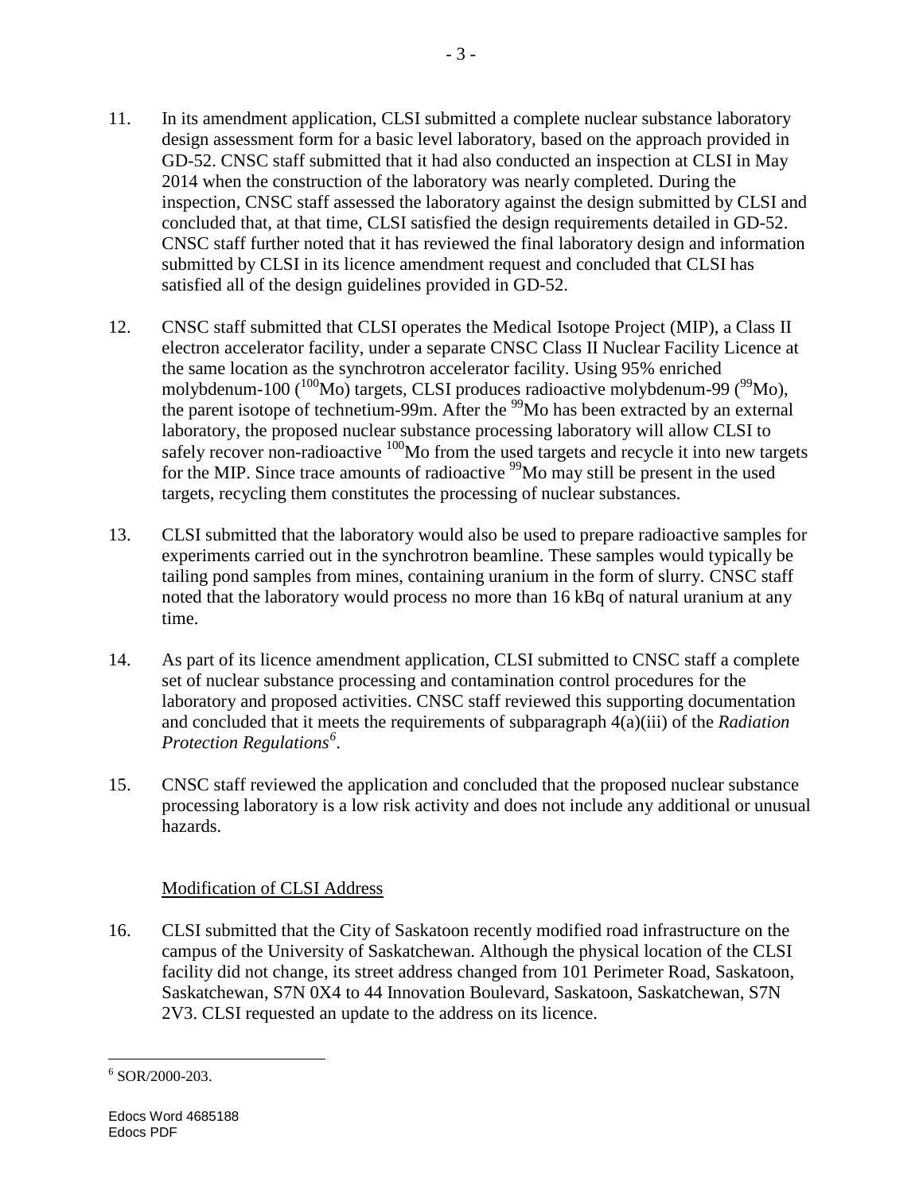11. In its amendment application, CLSI submitted a complete nuclear substance laboratory design assessment form for a basic level laboratory, based on the approach provided in GD-52. CNSC staff submitted that it had also conducted an inspection at CLSI in May 2014 when the construction of the laboratory was nearly completed. During the inspection, CNSC staff assessed the laboratory against the design submitted by CLSI and concluded that, at that time, CLSI satisfied the design requirements detailed in GD-52. CNSC staff further noted that it has reviewed the final laboratory design and information submitted by CLSI in its licence amendment request and concluded that CLSI has satisfied all of the design guidelines provided in GD-52.

12. CNSC staff submitted that CLSI operates the Medical Isotope Project (MIP), a Class II electron accelerator facility, under a separate CNSC Class II Nuclear Facility Licence at the same location as the synchrotron accelerator facility. Using 95% enriched molybdenum-100 ($^{100}Mo$) targets, CLSI produces radioactive molybdenum-99 ($^{99}Mo$), the parent isotope of technetium-99m. After the $^{99}Mo$ has been extracted by an external laboratory, the proposed nuclear substance processing laboratory will allow CLSI to safely recover non-radioactive $^{100}Mo$ from the used targets and recycle it into new targets for the MIP. Since trace amounts of radioactive $^{99}Mo$ may still be present in the used targets, recycling them constitutes the processing of nuclear substances.

13. CLSI submitted that the laboratory would also be used to prepare radioactive samples for experiments carried out in the synchrotron beamline. These samples would typically be tailing pond samples from mines, containing uranium in the form of slurry. CNSC staff noted that the laboratory would process no more than 16 kBq of natural uranium at any time.

14. As part of its licence amendment application, CLSI submitted to CNSC staff a complete set of nuclear substance processing and contamination control procedures for the laboratory and proposed activities. CNSC staff reviewed this supporting documentation and concluded that it meets the requirements of subparagraph 4(a)(iii) of the *Radiation Protection Regulations*[6].

15. CNSC staff reviewed the application and concluded that the proposed nuclear substance processing laboratory is a low risk activity and does not include any additional or unusual hazards.

### Modification of CLSI Address

16. CLSI submitted that the City of Saskatoon recently modified road infrastructure on the campus of the University of Saskatchewan. Although the physical location of the CLSI facility did not change, its street address changed from 101 Perimeter Road, Saskatoon, Saskatchewan, S7N 0X4 to 44 Innovation Boulevard, Saskatoon, Saskatchewan, S7N 2V3. CLSI requested an update to the address on its licence.

---

[6] SOR/2000-203.

Edocs Word 4685188
Edocs PDF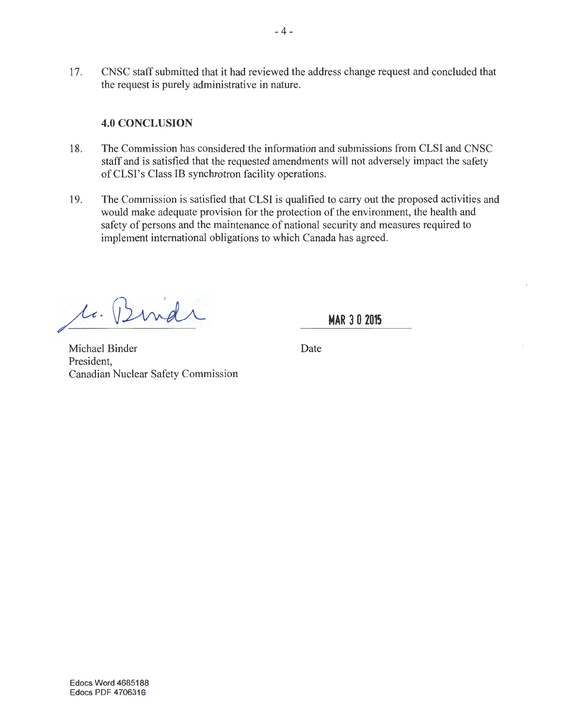17. CNSC staff submitted that it had reviewed the address change request and concluded that the request is purely administrative in nature.

### 4.0 CONCLUSION

18. The Commission has considered the information and submissions from CLSI and CNSC staff and is satisfied that the requested amendments will not adversely impact the safety of CLSI's Class IB synchrotron facility operations.

19. The Commission is satisfied that CLSI is qualified to carry out the proposed activities and would make adequate provision for the protection of the environment, the health and safety of persons and the maintenance of national security and measures required to implement international obligations to which Canada has agreed.

M. Binder

MAR 3 0 2015

Michael Binder
President,
Canadian Nuclear Safety Commission

Date

Edocs Word 4685188
Edocs PDF 4706316